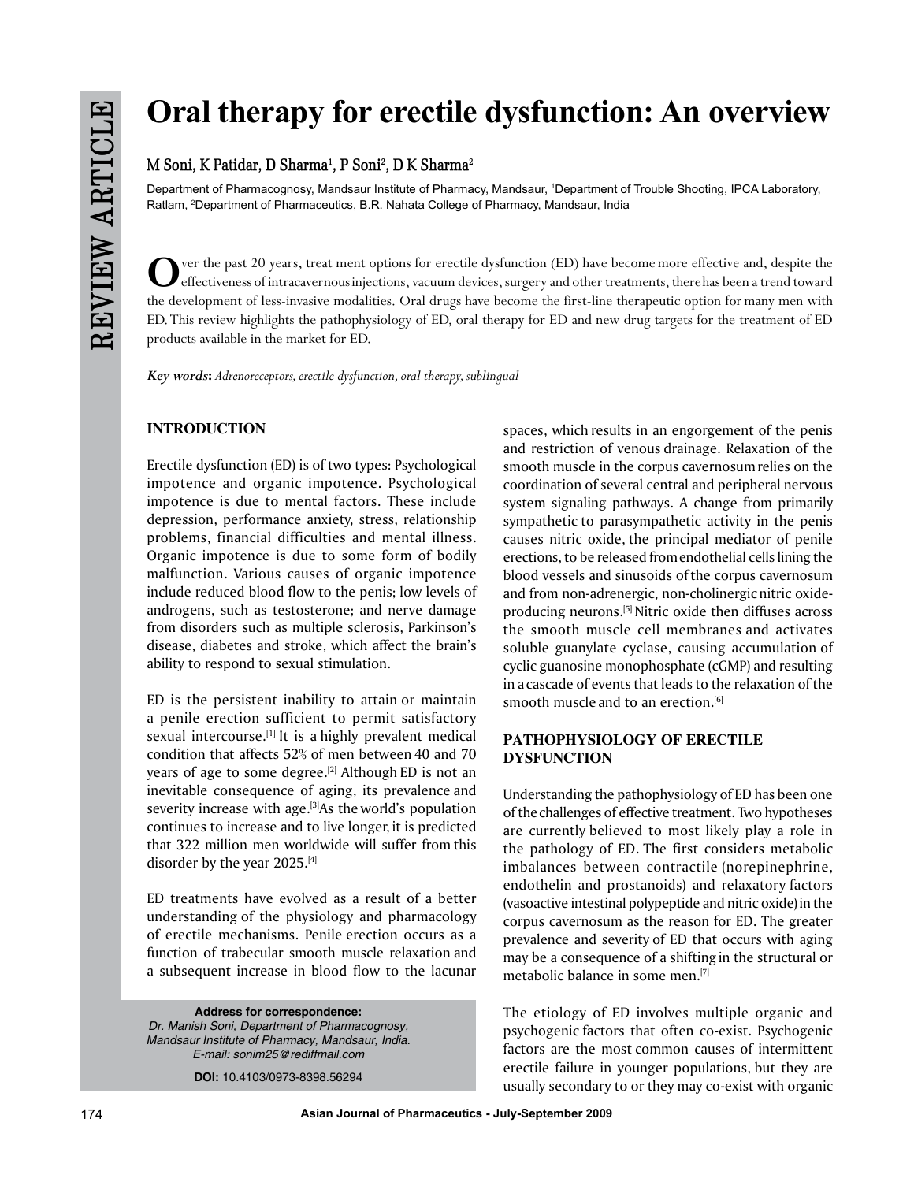REVIEW ARTICLE

# Oral therapy for erectile dysfunction: An overview

**M Soni, K Patidar, D Sharma[1], P Soni[2], D K Sharma[2]**

Department of Pharmacognosy, Mandsaur Institute of Pharmacy, Mandsaur, [1]Department of Trouble Shooting, IPCA Laboratory, Ratlam, [2]Department of Pharmaceutics, B.R. Nahata College of Pharmacy, Mandsaur, India

Over the past 20 years, treat ment options for erectile dysfunction (ED) have become more effective and, despite the effectiveness of intracavernous injections, vacuum devices, surgery and other treatments, there has been a trend toward the development of less-invasive modalities. Oral drugs have become the first-line therapeutic option for many men with ED. This review highlights the pathophysiology of ED, oral therapy for ED and new drug targets for the treatment of ED products available in the market for ED.

***Key words*:** *Adrenoreceptors, erectile dysfunction, oral therapy, sublingual*

## INTRODUCTION

Erectile dysfunction (ED) is of two types: Psychological impotence and organic impotence. Psychological impotence is due to mental factors. These include depression, performance anxiety, stress, relationship problems, financial difficulties and mental illness. Organic impotence is due to some form of bodily malfunction. Various causes of organic impotence include reduced blood flow to the penis; low levels of androgens, such as testosterone; and nerve damage from disorders such as multiple sclerosis, Parkinson's disease, diabetes and stroke, which affect the brain's ability to respond to sexual stimulation.

ED is the persistent inability to attain or maintain a penile erection sufficient to permit satisfactory sexual intercourse.[1] It is a highly prevalent medical condition that affects 52% of men between 40 and 70 years of age to some degree.[2] Although ED is not an inevitable consequence of aging, its prevalence and severity increase with age.[3] As the world's population continues to increase and to live longer, it is predicted that 322 million men worldwide will suffer from this disorder by the year 2025.[4]

ED treatments have evolved as a result of a better understanding of the physiology and pharmacology of erectile mechanisms. Penile erection occurs as a function of trabecular smooth muscle relaxation and a subsequent increase in blood flow to the lacunar spaces, which results in an engorgement of the penis and restriction of venous drainage. Relaxation of the smooth muscle in the corpus cavernosum relies on the coordination of several central and peripheral nervous system signaling pathways. A change from primarily sympathetic to parasympathetic activity in the penis causes nitric oxide, the principal mediator of penile erections, to be released from endothelial cells lining the blood vessels and sinusoids of the corpus cavernosum and from non-adrenergic, non-cholinergic nitric oxide-producing neurons.[5] Nitric oxide then diffuses across the smooth muscle cell membranes and activates soluble guanylate cyclase, causing accumulation of cyclic guanosine monophosphate (cGMP) and resulting in a cascade of events that leads to the relaxation of the smooth muscle and to an erection.[6]

## PATHOPHYSIOLOGY OF ERECTILE DYSFUNCTION

Understanding the pathophysiology of ED has been one of the challenges of effective treatment. Two hypotheses are currently believed to most likely play a role in the pathology of ED. The first considers metabolic imbalances between contractile (norepinephrine, endothelin and prostanoids) and relaxatory factors (vasoactive intestinal polypeptide and nitric oxide) in the corpus cavernosum as the reason for ED. The greater prevalence and severity of ED that occurs with aging may be a consequence of a shifting in the structural or metabolic balance in some men.[7]

The etiology of ED involves multiple organic and psychogenic factors that often co-exist. Psychogenic factors are the most common causes of intermittent erectile failure in younger populations, but they are usually secondary to or they may co-exist with organic

**Address for correspondence:**
*Dr. Manish Soni, Department of Pharmacognosy, Mandsaur Institute of Pharmacy, Mandsaur, India.*
*E-mail: sonim25@rediffmail.com*

**DOI:** 10.4103/0973-8398.56294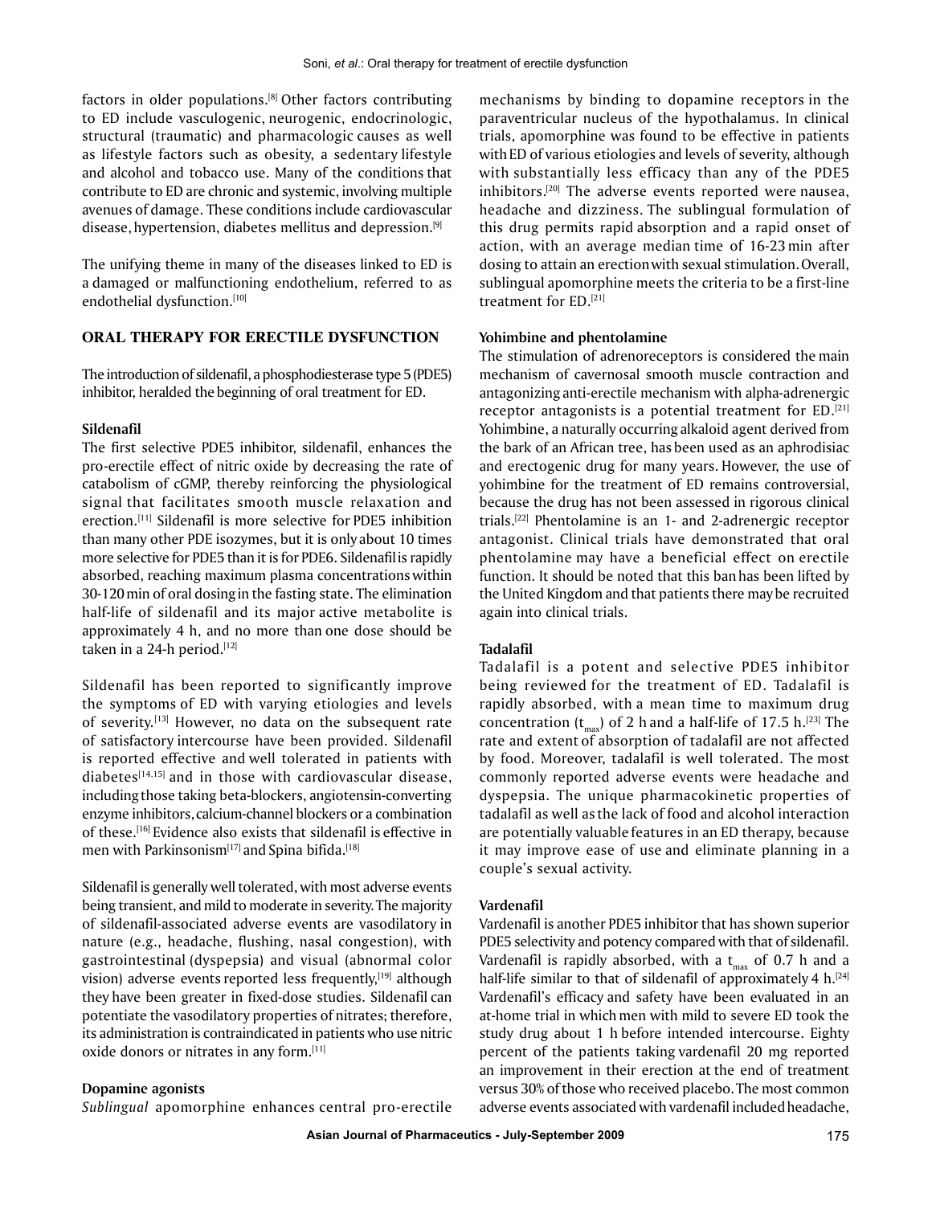factors in older populations.[8] Other factors contributing to ED include vasculogenic, neurogenic, endocrinologic, structural (traumatic) and pharmacologic causes as well as lifestyle factors such as obesity, a sedentary lifestyle and alcohol and tobacco use. Many of the conditions that contribute to ED are chronic and systemic, involving multiple avenues of damage. These conditions include cardiovascular disease, hypertension, diabetes mellitus and depression.[9]

The unifying theme in many of the diseases linked to ED is a damaged or malfunctioning endothelium, referred to as endothelial dysfunction.[10]

## ORAL THERAPY FOR ERECTILE DYSFUNCTION

The introduction of sildenafil, a phosphodiesterase type 5 (PDE5) inhibitor, heralded the beginning of oral treatment for ED.

### Sildenafil

The first selective PDE5 inhibitor, sildenafil, enhances the pro-erectile effect of nitric oxide by decreasing the rate of catabolism of cGMP, thereby reinforcing the physiological signal that facilitates smooth muscle relaxation and erection.[11] Sildenafil is more selective for PDE5 inhibition than many other PDE isozymes, but it is only about 10 times more selective for PDE5 than it is for PDE6. Sildenafil is rapidly absorbed, reaching maximum plasma concentrations within 30-120 min of oral dosing in the fasting state. The elimination half-life of sildenafil and its major active metabolite is approximately 4 h, and no more than one dose should be taken in a 24-h period.[12]

Sildenafil has been reported to significantly improve the symptoms of ED with varying etiologies and levels of severity.[13] However, no data on the subsequent rate of satisfactory intercourse have been provided. Sildenafil is reported effective and well tolerated in patients with diabetes[14,15] and in those with cardiovascular disease, including those taking beta-blockers, angiotensin-converting enzyme inhibitors, calcium-channel blockers or a combination of these.[16] Evidence also exists that sildenafil is effective in men with Parkinsonism[17] and Spina bifida.[18]

Sildenafil is generally well tolerated, with most adverse events being transient, and mild to moderate in severity. The majority of sildenafil-associated adverse events are vasodilatory in nature (e.g., headache, flushing, nasal congestion), with gastrointestinal (dyspepsia) and visual (abnormal color vision) adverse events reported less frequently,[19] although they have been greater in fixed-dose studies. Sildenafil can potentiate the vasodilatory properties of nitrates; therefore, its administration is contraindicated in patients who use nitric oxide donors or nitrates in any form.[11]

### Dopamine agonists

*Sublingual* apomorphine enhances central pro-erectile mechanisms by binding to dopamine receptors in the paraventricular nucleus of the hypothalamus. In clinical trials, apomorphine was found to be effective in patients with ED of various etiologies and levels of severity, although with substantially less efficacy than any of the PDE5 inhibitors.[20] The adverse events reported were nausea, headache and dizziness. The sublingual formulation of this drug permits rapid absorption and a rapid onset of action, with an average median time of 16-23 min after dosing to attain an erection with sexual stimulation. Overall, sublingual apomorphine meets the criteria to be a first-line treatment for ED.[21]

### Yohimbine and phentolamine

The stimulation of adrenoreceptors is considered the main mechanism of cavernosal smooth muscle contraction and antagonizing anti-erectile mechanism with alpha-adrenergic receptor antagonists is a potential treatment for ED.[21] Yohimbine, a naturally occurring alkaloid agent derived from the bark of an African tree, has been used as an aphrodisiac and erectogenic drug for many years. However, the use of yohimbine for the treatment of ED remains controversial, because the drug has not been assessed in rigorous clinical trials.[22] Phentolamine is an 1- and 2-adrenergic receptor antagonist. Clinical trials have demonstrated that oral phentolamine may have a beneficial effect on erectile function. It should be noted that this ban has been lifted by the United Kingdom and that patients there may be recruited again into clinical trials.

### Tadalafil

Tadalafil is a potent and selective PDE5 inhibitor being reviewed for the treatment of ED. Tadalafil is rapidly absorbed, with a mean time to maximum drug concentration ($t_{max}$) of 2 h and a half-life of 17.5 h.[23] The rate and extent of absorption of tadalafil are not affected by food. Moreover, tadalafil is well tolerated. The most commonly reported adverse events were headache and dyspepsia. The unique pharmacokinetic properties of tadalafil as well as the lack of food and alcohol interaction are potentially valuable features in an ED therapy, because it may improve ease of use and eliminate planning in a couple's sexual activity.

### Vardenafil

Vardenafil is another PDE5 inhibitor that has shown superior PDE5 selectivity and potency compared with that of sildenafil. Vardenafil is rapidly absorbed, with a $t_{max}$ of 0.7 h and a half-life similar to that of sildenafil of approximately 4 h.[24] Vardenafil's efficacy and safety have been evaluated in an at-home trial in which men with mild to severe ED took the study drug about 1 h before intended intercourse. Eighty percent of the patients taking vardenafil 20 mg reported an improvement in their erection at the end of treatment versus 30% of those who received placebo. The most common adverse events associated with vardenafil included headache,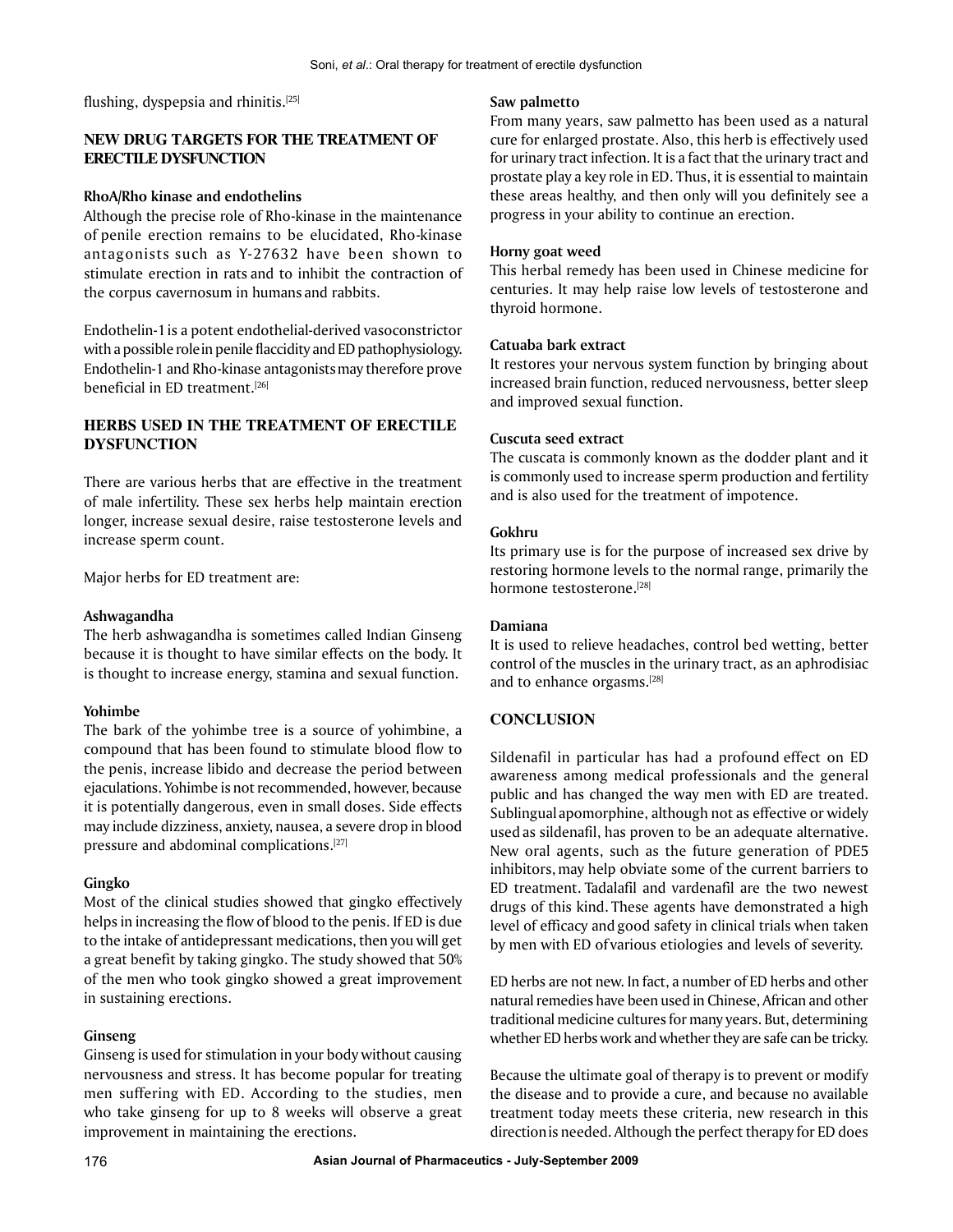flushing, dyspepsia and rhinitis.[25]

## NEW DRUG TARGETS FOR THE TREATMENT OF ERECTILE DYSFUNCTION

### RhoA/Rho kinase and endothelins

Although the precise role of Rho-kinase in the maintenance of penile erection remains to be elucidated, Rho-kinase antagonists such as Y-27632 have been shown to stimulate erection in rats and to inhibit the contraction of the corpus cavernosum in humans and rabbits.

Endothelin-1 is a potent endothelial-derived vasoconstrictor with a possible role in penile flaccidity and ED pathophysiology. Endothelin-1 and Rho-kinase antagonists may therefore prove beneficial in ED treatment.[26]

## HERBS USED IN THE TREATMENT OF ERECTILE DYSFUNCTION

There are various herbs that are effective in the treatment of male infertility. These sex herbs help maintain erection longer, increase sexual desire, raise testosterone levels and increase sperm count.

Major herbs for ED treatment are:

### Ashwagandha

The herb ashwagandha is sometimes called Indian Ginseng because it is thought to have similar effects on the body. It is thought to increase energy, stamina and sexual function.

### Yohimbe

The bark of the yohimbe tree is a source of yohimbine, a compound that has been found to stimulate blood flow to the penis, increase libido and decrease the period between ejaculations. Yohimbe is not recommended, however, because it is potentially dangerous, even in small doses. Side effects may include dizziness, anxiety, nausea, a severe drop in blood pressure and abdominal complications.[27]

### Gingko

Most of the clinical studies showed that gingko effectively helps in increasing the flow of blood to the penis. If ED is due to the intake of antidepressant medications, then you will get a great benefit by taking gingko. The study showed that 50% of the men who took gingko showed a great improvement in sustaining erections.

### Ginseng

Ginseng is used for stimulation in your body without causing nervousness and stress. It has become popular for treating men suffering with ED. According to the studies, men who take ginseng for up to 8 weeks will observe a great improvement in maintaining the erections.

### Saw palmetto

From many years, saw palmetto has been used as a natural cure for enlarged prostate. Also, this herb is effectively used for urinary tract infection. It is a fact that the urinary tract and prostate play a key role in ED. Thus, it is essential to maintain these areas healthy, and then only will you definitely see a progress in your ability to continue an erection.

### Horny goat weed

This herbal remedy has been used in Chinese medicine for centuries. It may help raise low levels of testosterone and thyroid hormone.

### Catuaba bark extract

It restores your nervous system function by bringing about increased brain function, reduced nervousness, better sleep and improved sexual function.

### Cuscuta seed extract

The cuscata is commonly known as the dodder plant and it is commonly used to increase sperm production and fertility and is also used for the treatment of impotence.

### Gokhru

Its primary use is for the purpose of increased sex drive by restoring hormone levels to the normal range, primarily the hormone testosterone.[28]

### Damiana

It is used to relieve headaches, control bed wetting, better control of the muscles in the urinary tract, as an aphrodisiac and to enhance orgasms.[28]

## CONCLUSION

Sildenafil in particular has had a profound effect on ED awareness among medical professionals and the general public and has changed the way men with ED are treated. Sublingual apomorphine, although not as effective or widely used as sildenafil, has proven to be an adequate alternative. New oral agents, such as the future generation of PDE5 inhibitors, may help obviate some of the current barriers to ED treatment. Tadalafil and vardenafil are the two newest drugs of this kind. These agents have demonstrated a high level of efficacy and good safety in clinical trials when taken by men with ED of various etiologies and levels of severity.

ED herbs are not new. In fact, a number of ED herbs and other natural remedies have been used in Chinese, African and other traditional medicine cultures for many years. But, determining whether ED herbs work and whether they are safe can be tricky.

Because the ultimate goal of therapy is to prevent or modify the disease and to provide a cure, and because no available treatment today meets these criteria, new research in this direction is needed. Although the perfect therapy for ED does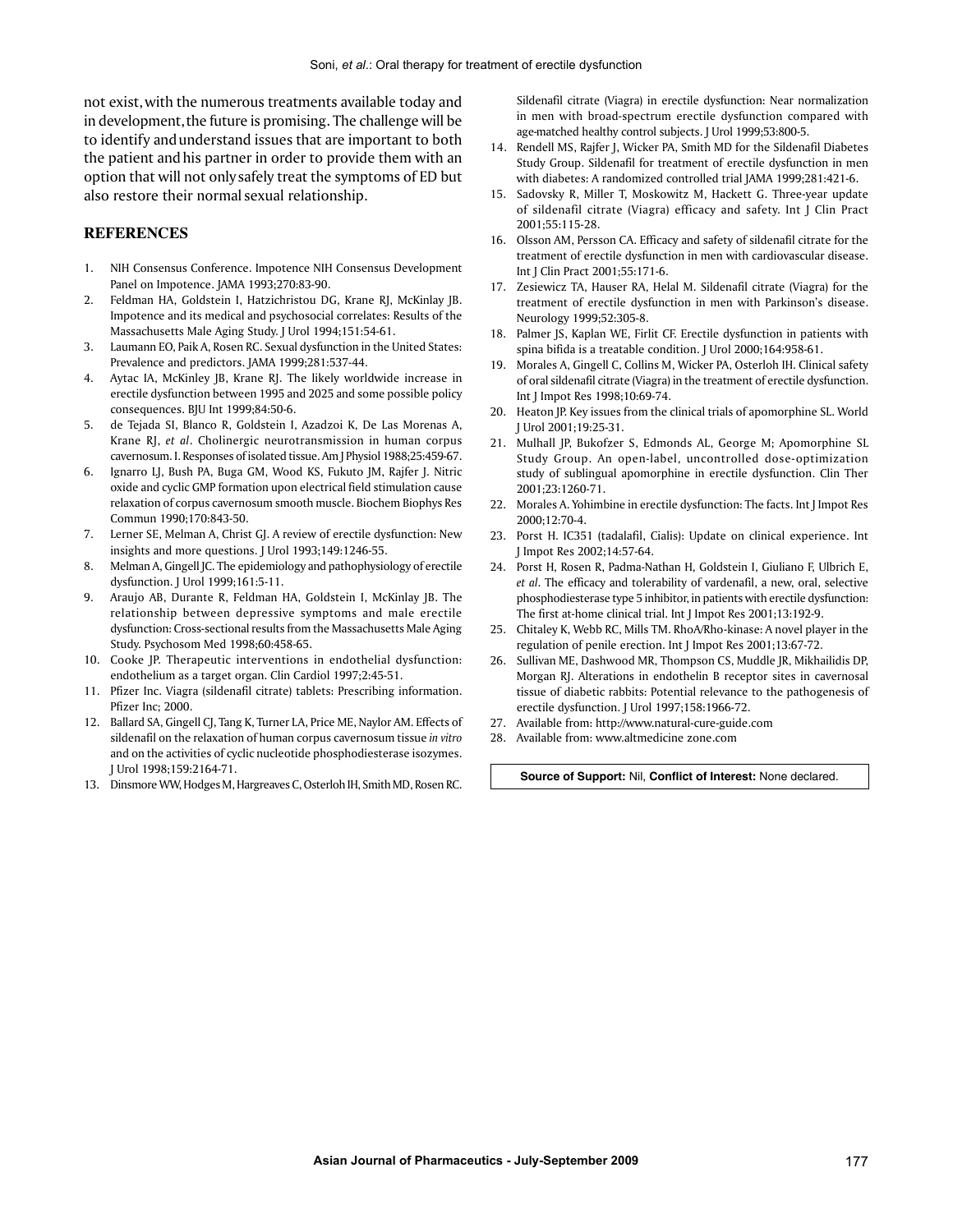not exist, with the numerous treatments available today and in development, the future is promising. The challenge will be to identify and understand issues that are important to both the patient and his partner in order to provide them with an option that will not only safely treat the symptoms of ED but also restore their normal sexual relationship.

## REFERENCES

1. NIH Consensus Conference. Impotence NIH Consensus Development Panel on Impotence. JAMA 1993;270:83-90.
2. Feldman HA, Goldstein I, Hatzichristou DG, Krane RJ, McKinlay JB. Impotence and its medical and psychosocial correlates: Results of the Massachusetts Male Aging Study. J Urol 1994;151:54-61.
3. Laumann EO, Paik A, Rosen RC. Sexual dysfunction in the United States: Prevalence and predictors. JAMA 1999;281:537-44.
4. Aytac IA, McKinley JB, Krane RJ. The likely worldwide increase in erectile dysfunction between 1995 and 2025 and some possible policy consequences. BJU Int 1999;84:50-6.
5. de Tejada SI, Blanco R, Goldstein I, Azadzoi K, De Las Morenas A, Krane RJ, *et al*. Cholinergic neurotransmission in human corpus cavernosum. I. Responses of isolated tissue. Am J Physiol 1988;25:459-67.
6. Ignarro LJ, Bush PA, Buga GM, Wood KS, Fukuto JM, Rajfer J. Nitric oxide and cyclic GMP formation upon electrical field stimulation cause relaxation of corpus cavernosum smooth muscle. Biochem Biophys Res Commun 1990;170:843-50.
7. Lerner SE, Melman A, Christ GJ. A review of erectile dysfunction: New insights and more questions. J Urol 1993;149:1246-55.
8. Melman A, Gingell JC. The epidemiology and pathophysiology of erectile dysfunction. J Urol 1999;161:5-11.
9. Araujo AB, Durante R, Feldman HA, Goldstein I, McKinlay JB. The relationship between depressive symptoms and male erectile dysfunction: Cross-sectional results from the Massachusetts Male Aging Study. Psychosom Med 1998;60:458-65.
10. Cooke JP. Therapeutic interventions in endothelial dysfunction: endothelium as a target organ. Clin Cardiol 1997;2:45-51.
11. Pfizer Inc. Viagra (sildenafil citrate) tablets: Prescribing information. Pfizer Inc; 2000.
12. Ballard SA, Gingell CJ, Tang K, Turner LA, Price ME, Naylor AM. Effects of sildenafil on the relaxation of human corpus cavernosum tissue *in vitro* and on the activities of cyclic nucleotide phosphodiesterase isozymes. J Urol 1998;159:2164-71.
13. Dinsmore WW, Hodges M, Hargreaves C, Osterloh IH, Smith MD, Rosen RC. Sildenafil citrate (Viagra) in erectile dysfunction: Near normalization in men with broad-spectrum erectile dysfunction compared with age-matched healthy control subjects. J Urol 1999;53:800-5.
14. Rendell MS, Rajfer J, Wicker PA, Smith MD for the Sildenafil Diabetes Study Group. Sildenafil for treatment of erectile dysfunction in men with diabetes: A randomized controlled trial JAMA 1999;281:421-6.
15. Sadovsky R, Miller T, Moskowitz M, Hackett G. Three-year update of sildenafil citrate (Viagra) efficacy and safety. Int J Clin Pract 2001;55:115-28.
16. Olsson AM, Persson CA. Efficacy and safety of sildenafil citrate for the treatment of erectile dysfunction in men with cardiovascular disease. Int J Clin Pract 2001;55:171-6.
17. Zesiewicz TA, Hauser RA, Helal M. Sildenafil citrate (Viagra) for the treatment of erectile dysfunction in men with Parkinson's disease. Neurology 1999;52:305-8.
18. Palmer JS, Kaplan WE, Firlit CF. Erectile dysfunction in patients with spina bifida is a treatable condition. J Urol 2000;164:958-61.
19. Morales A, Gingell C, Collins M, Wicker PA, Osterloh IH. Clinical safety of oral sildenafil citrate (Viagra) in the treatment of erectile dysfunction. Int J Impot Res 1998;10:69-74.
20. Heaton JP. Key issues from the clinical trials of apomorphine SL. World J Urol 2001;19:25-31.
21. Mulhall JP, Bukofzer S, Edmonds AL, George M; Apomorphine SL Study Group. An open-label, uncontrolled dose-optimization study of sublingual apomorphine in erectile dysfunction. Clin Ther 2001;23:1260-71.
22. Morales A. Yohimbine in erectile dysfunction: The facts. Int J Impot Res 2000;12:70-4.
23. Porst H. IC351 (tadalafil, Cialis): Update on clinical experience. Int J Impot Res 2002;14:57-64.
24. Porst H, Rosen R, Padma-Nathan H, Goldstein I, Giuliano F, Ulbrich E, *et al*. The efficacy and tolerability of vardenafil, a new, oral, selective phosphodiesterase type 5 inhibitor, in patients with erectile dysfunction: The first at-home clinical trial. Int J Impot Res 2001;13:192-9.
25. Chitaley K, Webb RC, Mills TM. RhoA/Rho-kinase: A novel player in the regulation of penile erection. Int J Impot Res 2001;13:67-72.
26. Sullivan ME, Dashwood MR, Thompson CS, Muddle JR, Mikhailidis DP, Morgan RJ. Alterations in endothelin B receptor sites in cavernosal tissue of diabetic rabbits: Potential relevance to the pathogenesis of erectile dysfunction. J Urol 1997;158:1966-72.
27. Available from: http://www.natural-cure-guide.com
28. Available from: www.altmedicine zone.com

**Source of Support:** Nil, **Conflict of Interest:** None declared.